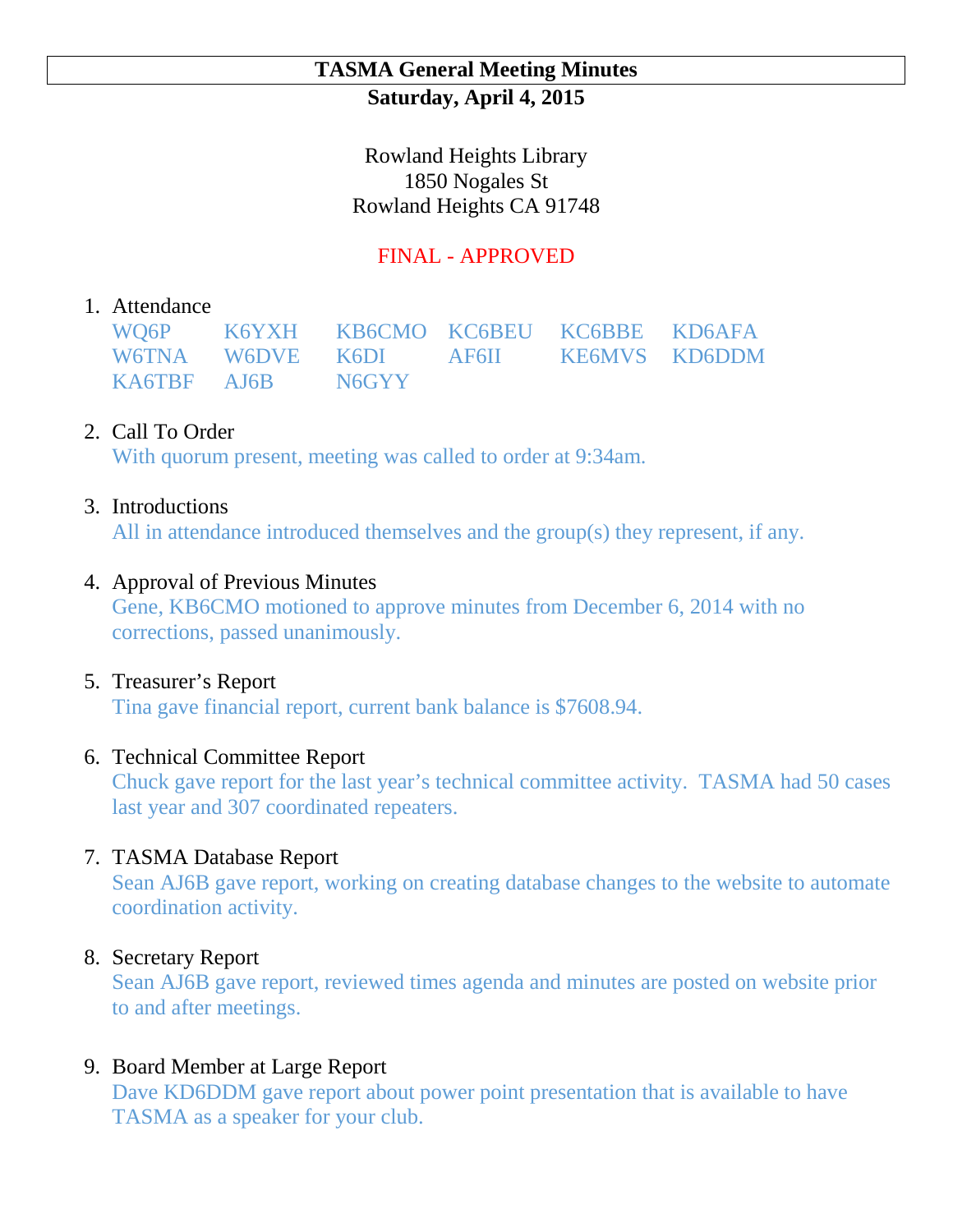# TASMA General Meeting Minutes

**Saturday, April 4, 2015**

Rowland Heights Library
1850 Nogales St
Rowland Heights CA 91748

FINAL - APPROVED

1. Attendance

| | | | | | |
|---|---|---|---|---|---|
| WQ6P | K6YXH | KB6CMO | KC6BEU | KC6BBE | KD6AFA |
| W6TNA | W6DVE | K6DI | AF6II | KE6MVS | KD6DDM |
| KA6TBF | AJ6B | N6GYY | | | |

2. Call To Order
   With quorum present, meeting was called to order at 9:34am.

3. Introductions
   All in attendance introduced themselves and the group(s) they represent, if any.

4. Approval of Previous Minutes
   Gene, KB6CMO motioned to approve minutes from December 6, 2014 with no corrections, passed unanimously.

5. Treasurer's Report
   Tina gave financial report, current bank balance is $7608.94.

6. Technical Committee Report
   Chuck gave report for the last year's technical committee activity. TASMA had 50 cases last year and 307 coordinated repeaters.

7. TASMA Database Report
   Sean AJ6B gave report, working on creating database changes to the website to automate coordination activity.

8. Secretary Report
   Sean AJ6B gave report, reviewed times agenda and minutes are posted on website prior to and after meetings.

9. Board Member at Large Report
   Dave KD6DDM gave report about power point presentation that is available to have TASMA as a speaker for your club.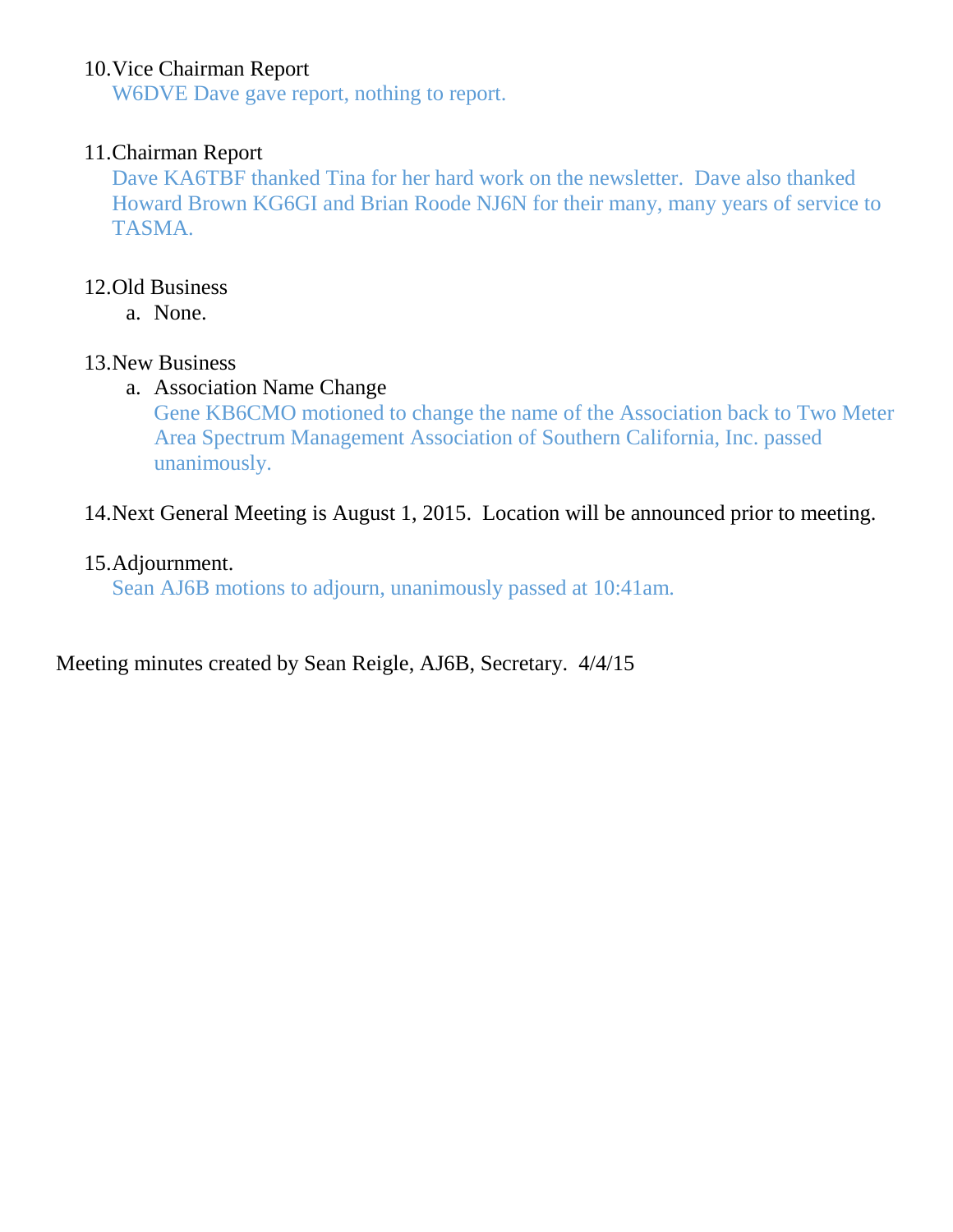10. Vice Chairman Report
    W6DVE Dave gave report, nothing to report.

11. Chairman Report
    Dave KA6TBF thanked Tina for her hard work on the newsletter. Dave also thanked Howard Brown KG6GI and Brian Roode NJ6N for their many, many years of service to TASMA.

12. Old Business
    a. None.

13. New Business
    a. Association Name Change
       Gene KB6CMO motioned to change the name of the Association back to Two Meter Area Spectrum Management Association of Southern California, Inc. passed unanimously.

14. Next General Meeting is August 1, 2015. Location will be announced prior to meeting.

15. Adjournment.
    Sean AJ6B motions to adjourn, unanimously passed at 10:41am.

Meeting minutes created by Sean Reigle, AJ6B, Secretary. 4/4/15